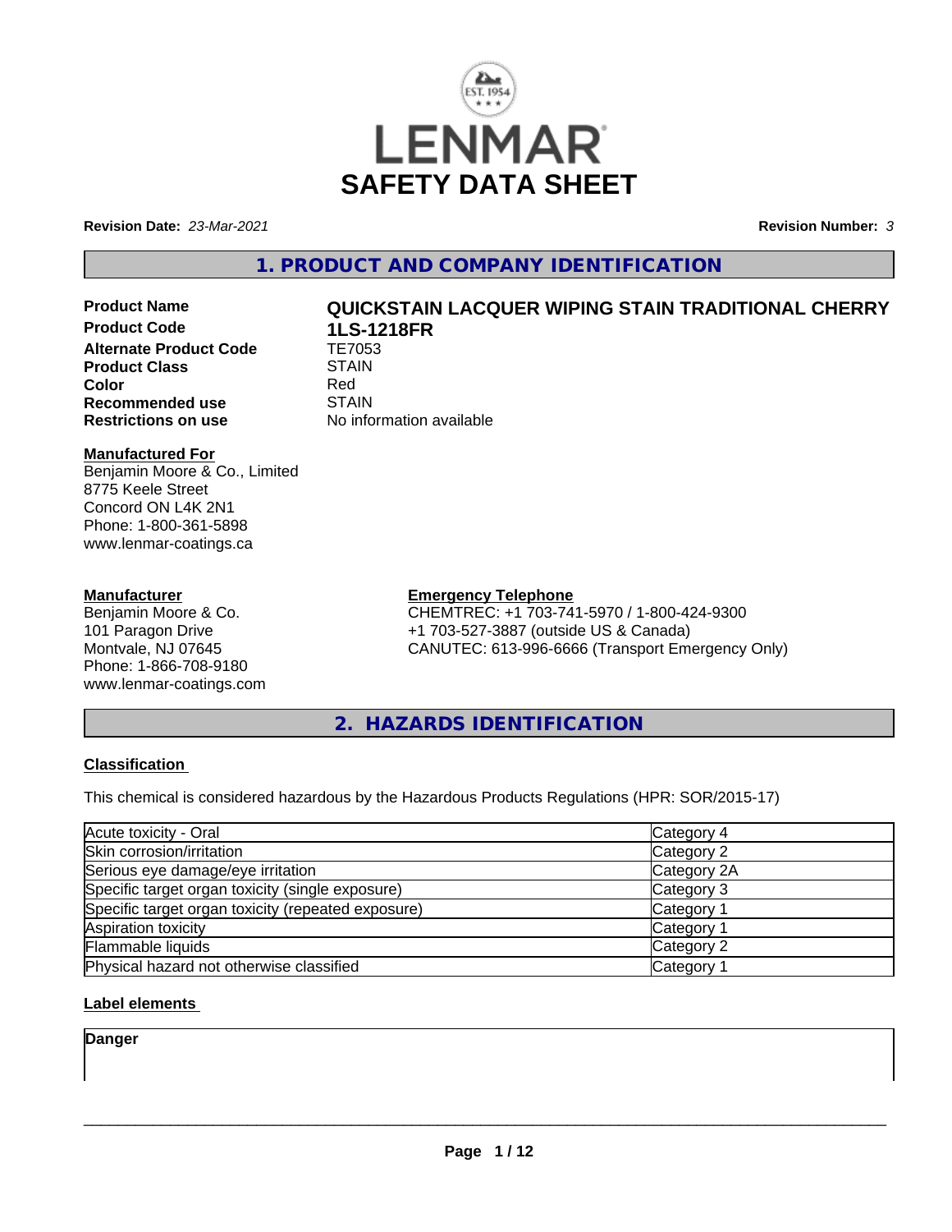# LENMAR SAFETY DATA SHEET

**Revision Date:** *23-Mar-2021* **Revision Number:** *3*

## 1. PRODUCT AND COMPANY IDENTIFICATION

**Product Name** **QUICKSTAIN LACQUER WIPING STAIN TRADITIONAL CHERRY**
**Product Code** **1LS-1218FR**
**Alternate Product Code** TE7053
**Product Class** STAIN
**Color** Red
**Recommended use** STAIN
**Restrictions on use** No information available

**Manufactured For**
Benjamin Moore & Co., Limited
8775 Keele Street
Concord ON L4K 2N1
Phone: 1-800-361-5898
www.lenmar-coatings.ca

**Manufacturer**
Benjamin Moore & Co.
101 Paragon Drive
Montvale, NJ 07645
Phone: 1-866-708-9180
www.lenmar-coatings.com

**Emergency Telephone**
CHEMTREC: +1 703-741-5970 / 1-800-424-9300
+1 703-527-3887 (outside US & Canada)
CANUTEC: 613-996-6666 (Transport Emergency Only)

## 2. HAZARDS IDENTIFICATION

**Classification**

This chemical is considered hazardous by the Hazardous Products Regulations (HPR: SOR/2015-17)

| | |
|---|---|
| Acute toxicity - Oral | Category 4 |
| Skin corrosion/irritation | Category 2 |
| Serious eye damage/eye irritation | Category 2A |
| Specific target organ toxicity (single exposure) | Category 3 |
| Specific target organ toxicity (repeated exposure) | Category 1 |
| Aspiration toxicity | Category 1 |
| Flammable liquids | Category 2 |
| Physical hazard not otherwise classified | Category 1 |

**Label elements**

**Danger**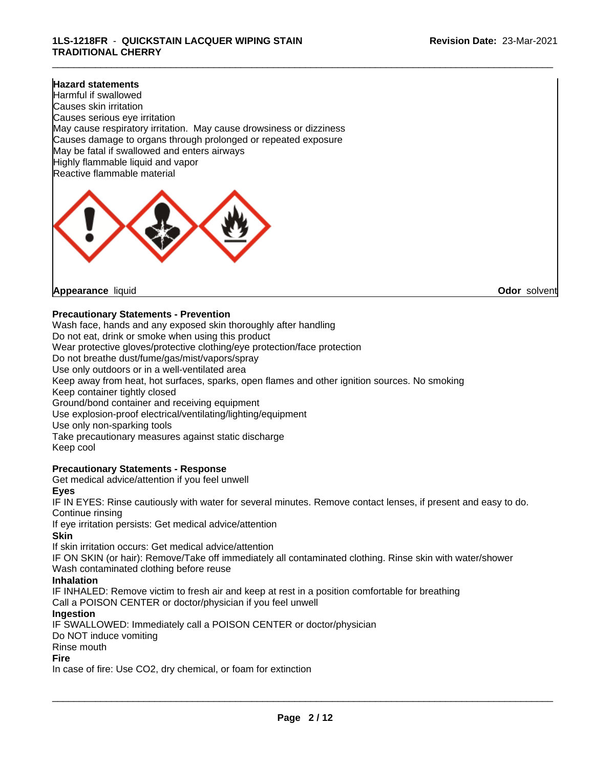**Hazard statements**

Harmful if swallowed
Causes skin irritation
Causes serious eye irritation
May cause respiratory irritation. May cause drowsiness or dizziness
Causes damage to organs through prolonged or repeated exposure
May be fatal if swallowed and enters airways
Highly flammable liquid and vapor
Reactive flammable material

**Appearance** liquid **Odor** solvent

**Precautionary Statements - Prevention**

Wash face, hands and any exposed skin thoroughly after handling
Do not eat, drink or smoke when using this product
Wear protective gloves/protective clothing/eye protection/face protection
Do not breathe dust/fume/gas/mist/vapors/spray
Use only outdoors or in a well-ventilated area
Keep away from heat, hot surfaces, sparks, open flames and other ignition sources. No smoking
Keep container tightly closed
Ground/bond container and receiving equipment
Use explosion-proof electrical/ventilating/lighting/equipment
Use only non-sparking tools
Take precautionary measures against static discharge
Keep cool

**Precautionary Statements - Response**

Get medical advice/attention if you feel unwell

**Eyes**

IF IN EYES: Rinse cautiously with water for several minutes. Remove contact lenses, if present and easy to do. Continue rinsing
If eye irritation persists: Get medical advice/attention

**Skin**

If skin irritation occurs: Get medical advice/attention
IF ON SKIN (or hair): Remove/Take off immediately all contaminated clothing. Rinse skin with water/shower
Wash contaminated clothing before reuse

**Inhalation**

IF INHALED: Remove victim to fresh air and keep at rest in a position comfortable for breathing
Call a POISON CENTER or doctor/physician if you feel unwell

**Ingestion**

IF SWALLOWED: Immediately call a POISON CENTER or doctor/physician
Do NOT induce vomiting
Rinse mouth

**Fire**

In case of fire: Use $CO_2$, dry chemical, or foam for extinction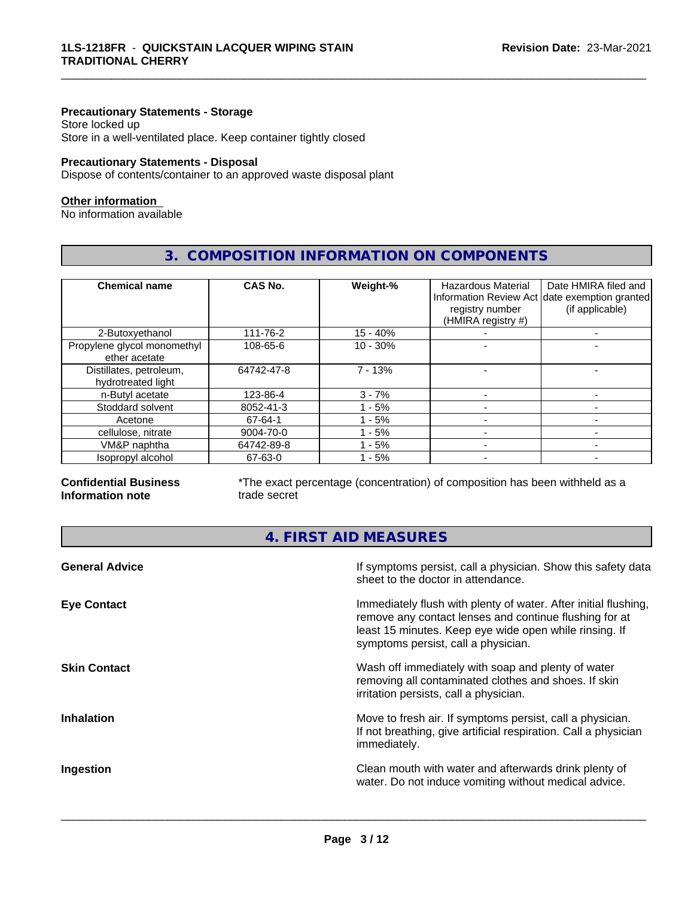**Precautionary Statements - Storage**
Store locked up
Store in a well-ventilated place. Keep container tightly closed

**Precautionary Statements - Disposal**
Dispose of contents/container to an approved waste disposal plant

**Other information**
No information available

## 3. COMPOSITION INFORMATION ON COMPONENTS

| Chemical name | CAS No. | Weight-% | Hazardous Material Information Review Act registry number (HMIRA registry #) | Date HMIRA filed and date exemption granted (if applicable) |
|---|---|---|---|---|
| 2-Butoxyethanol | 111-76-2 | 15 - 40% | - | - |
| Propylene glycol monomethyl ether acetate | 108-65-6 | 10 - 30% | - | - |
| Distillates, petroleum, hydrotreated light | 64742-47-8 | 7 - 13% | - | - |
| n-Butyl acetate | 123-86-4 | 3 - 7% | - | - |
| Stoddard solvent | 8052-41-3 | 1 - 5% | - | - |
| Acetone | 67-64-1 | 1 - 5% | - | - |
| cellulose, nitrate | 9004-70-0 | 1 - 5% | - | - |
| VM&P naphtha | 64742-89-8 | 1 - 5% | - | - |
| Isopropyl alcohol | 67-63-0 | 1 - 5% | - | - |

**Confidential Business Information note**

*The exact percentage (concentration) of composition has been withheld as a trade secret

## 4. FIRST AID MEASURES

**General Advice**

If symptoms persist, call a physician. Show this safety data sheet to the doctor in attendance.

**Eye Contact**

Immediately flush with plenty of water. After initial flushing, remove any contact lenses and continue flushing for at least 15 minutes. Keep eye wide open while rinsing. If symptoms persist, call a physician.

**Skin Contact**

Wash off immediately with soap and plenty of water removing all contaminated clothes and shoes. If skin irritation persists, call a physician.

**Inhalation**

Move to fresh air. If symptoms persist, call a physician. If not breathing, give artificial respiration. Call a physician immediately.

**Ingestion**

Clean mouth with water and afterwards drink plenty of water. Do not induce vomiting without medical advice.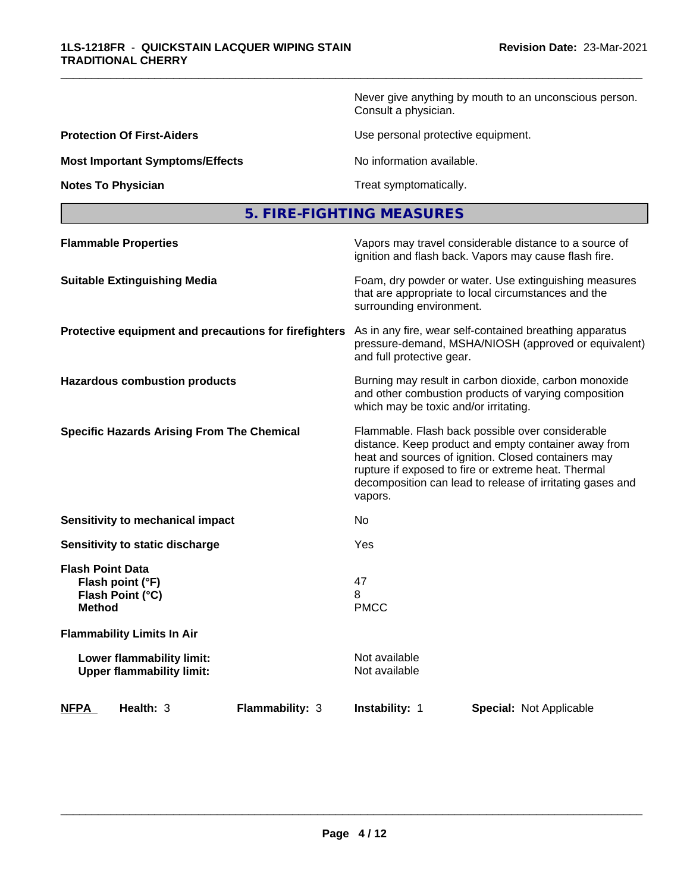Never give anything by mouth to an unconscious person. Consult a physician.

**Protection Of First-Aiders** Use personal protective equipment.

**Most Important Symptoms/Effects** No information available.

**Notes To Physician** Treat symptomatically.

## 5. FIRE-FIGHTING MEASURES

**Flammable Properties** Vapors may travel considerable distance to a source of ignition and flash back. Vapors may cause flash fire.

**Suitable Extinguishing Media** Foam, dry powder or water. Use extinguishing measures that are appropriate to local circumstances and the surrounding environment.

**Protective equipment and precautions for firefighters** As in any fire, wear self-contained breathing apparatus pressure-demand, MSHA/NIOSH (approved or equivalent) and full protective gear.

**Hazardous combustion products** Burning may result in carbon dioxide, carbon monoxide and other combustion products of varying composition which may be toxic and/or irritating.

**Specific Hazards Arising From The Chemical** Flammable. Flash back possible over considerable distance. Keep product and empty container away from heat and sources of ignition. Closed containers may rupture if exposed to fire or extreme heat. Thermal decomposition can lead to release of irritating gases and vapors.

**Sensitivity to mechanical impact** No

**Sensitivity to static discharge** Yes

**Flash Point Data**
**Flash point (°F)** 47
**Flash Point (°C)** 8
**Method** PMCC

**Flammability Limits In Air**

**Lower flammability limit:** Not available
**Upper flammability limit:** Not available

| **NFPA** | **Health:** 3 | **Flammability:** 3 | **Instability:** 1 | **Special:** Not Applicable |
|---|---|---|---|---|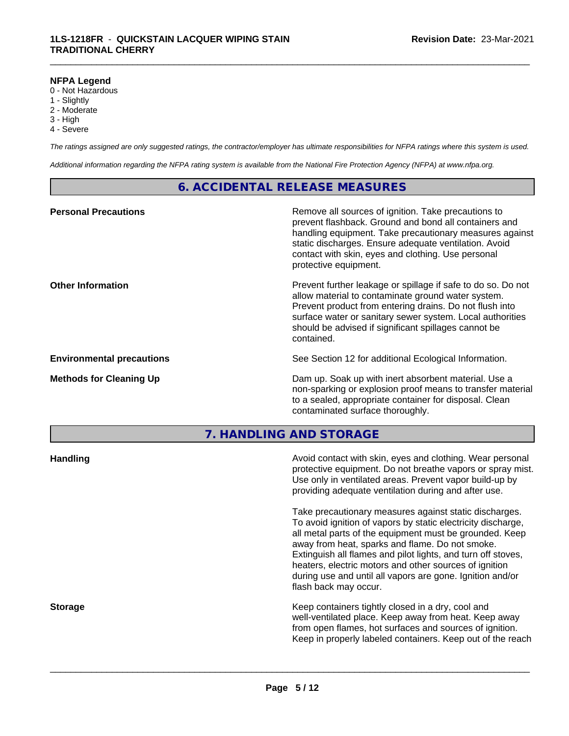**NFPA Legend**
0 - Not Hazardous
1 - Slightly
2 - Moderate
3 - High
4 - Severe

*The ratings assigned are only suggested ratings, the contractor/employer has ultimate responsibilities for NFPA ratings where this system is used.*

*Additional information regarding the NFPA rating system is available from the National Fire Protection Agency (NFPA) at www.nfpa.org.*

## 6. ACCIDENTAL RELEASE MEASURES

**Personal Precautions**

Remove all sources of ignition. Take precautions to prevent flashback. Ground and bond all containers and handling equipment. Take precautionary measures against static discharges. Ensure adequate ventilation. Avoid contact with skin, eyes and clothing. Use personal protective equipment.

**Other Information**

Prevent further leakage or spillage if safe to do so. Do not allow material to contaminate ground water system. Prevent product from entering drains. Do not flush into surface water or sanitary sewer system. Local authorities should be advised if significant spillages cannot be contained.

**Environmental precautions**

See Section 12 for additional Ecological Information.

**Methods for Cleaning Up**

Dam up. Soak up with inert absorbent material. Use a non-sparking or explosion proof means to transfer material to a sealed, appropriate container for disposal. Clean contaminated surface thoroughly.

## 7. HANDLING AND STORAGE

**Handling**

Avoid contact with skin, eyes and clothing. Wear personal protective equipment. Do not breathe vapors or spray mist. Use only in ventilated areas. Prevent vapor build-up by providing adequate ventilation during and after use.

Take precautionary measures against static discharges. To avoid ignition of vapors by static electricity discharge, all metal parts of the equipment must be grounded. Keep away from heat, sparks and flame. Do not smoke. Extinguish all flames and pilot lights, and turn off stoves, heaters, electric motors and other sources of ignition during use and until all vapors are gone. Ignition and/or flash back may occur.

**Storage**

Keep containers tightly closed in a dry, cool and well-ventilated place. Keep away from heat. Keep away from open flames, hot surfaces and sources of ignition. Keep in properly labeled containers. Keep out of the reach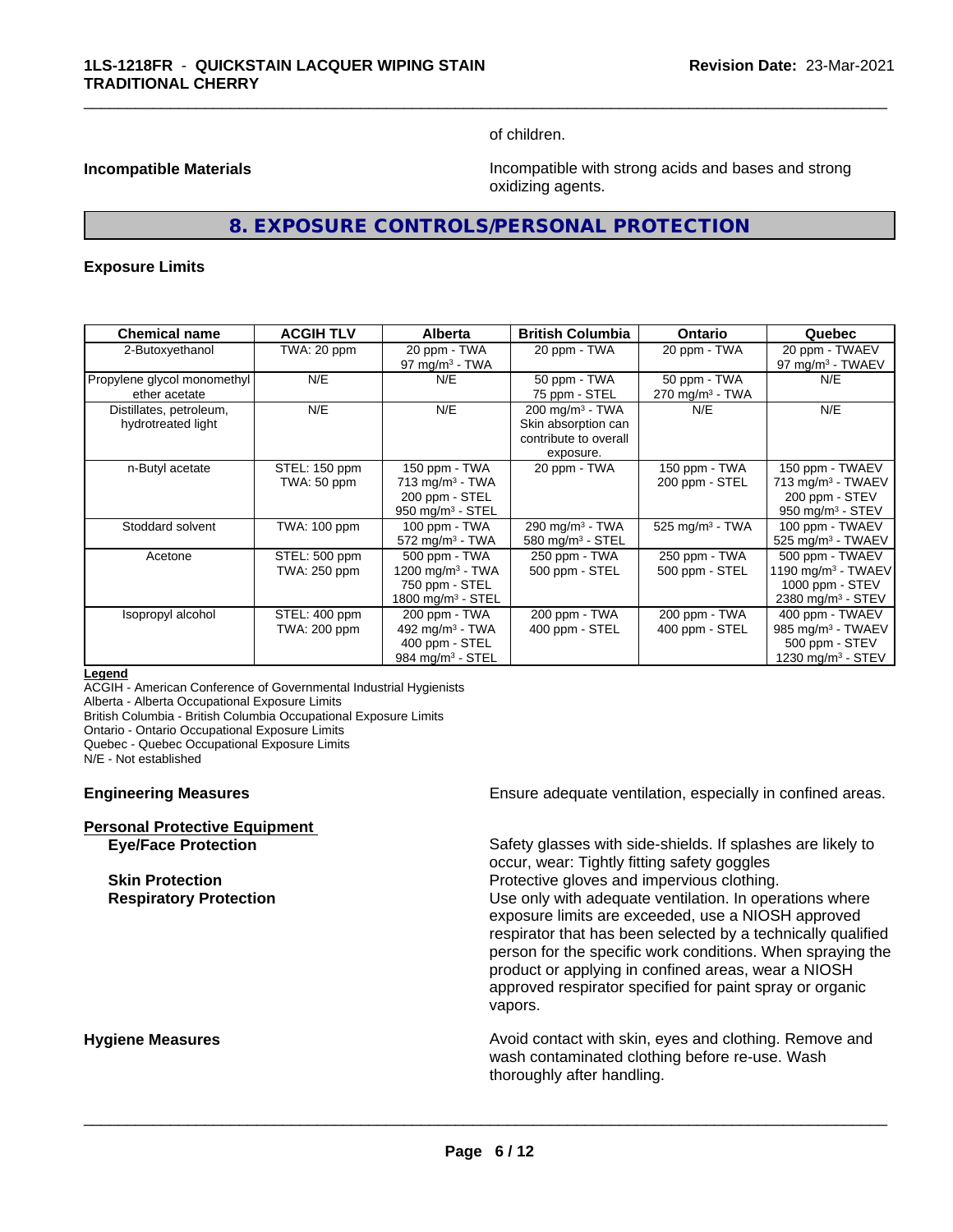of children.

**Incompatible Materials** Incompatible with strong acids and bases and strong oxidizing agents.

## 8. EXPOSURE CONTROLS/PERSONAL PROTECTION

**Exposure Limits**

| Chemical name | ACGIH TLV | Alberta | British Columbia | Ontario | Quebec |
|---|---|---|---|---|---|
| 2-Butoxyethanol | TWA: 20 ppm | 20 ppm - TWA<br>97 mg/m³ - TWA | 20 ppm - TWA | 20 ppm - TWA | 20 ppm - TWAEV<br>97 mg/m³ - TWAEV |
| Propylene glycol monomethyl ether acetate | N/E | N/E | 50 ppm - TWA<br>75 ppm - STEL | 50 ppm - TWA<br>270 mg/m³ - TWA | N/E |
| Distillates, petroleum, hydrotreated light | N/E | N/E | 200 mg/m³ - TWA<br>Skin absorption can contribute to overall exposure. | N/E | N/E |
| n-Butyl acetate | STEL: 150 ppm<br>TWA: 50 ppm | 150 ppm - TWA<br>713 mg/m³ - TWA<br>200 ppm - STEL<br>950 mg/m³ - STEL | 20 ppm - TWA | 150 ppm - TWA<br>200 ppm - STEL | 150 ppm - TWAEV<br>713 mg/m³ - TWAEV<br>200 ppm - STEV<br>950 mg/m³ - STEV |
| Stoddard solvent | TWA: 100 ppm | 100 ppm - TWA<br>572 mg/m³ - TWA | 290 mg/m³ - TWA<br>580 mg/m³ - STEL | 525 mg/m³ - TWA | 100 ppm - TWAEV<br>525 mg/m³ - TWAEV |
| Acetone | STEL: 500 ppm<br>TWA: 250 ppm | 500 ppm - TWA<br>1200 mg/m³ - TWA<br>750 ppm - STEL<br>1800 mg/m³ - STEL | 250 ppm - TWA<br>500 ppm - STEL | 250 ppm - TWA<br>500 ppm - STEL | 500 ppm - TWAEV<br>1190 mg/m³ - TWAEV<br>1000 ppm - STEV<br>2380 mg/m³ - STEV |
| Isopropyl alcohol | STEL: 400 ppm<br>TWA: 200 ppm | 200 ppm - TWA<br>492 mg/m³ - TWA<br>400 ppm - STEL<br>984 mg/m³ - STEL | 200 ppm - TWA<br>400 ppm - STEL | 200 ppm - TWA<br>400 ppm - STEL | 400 ppm - TWAEV<br>985 mg/m³ - TWAEV<br>500 ppm - STEV<br>1230 mg/m³ - STEV |

**Legend**
ACGIH - American Conference of Governmental Industrial Hygienists
Alberta - Alberta Occupational Exposure Limits
British Columbia - British Columbia Occupational Exposure Limits
Ontario - Ontario Occupational Exposure Limits
Quebec - Quebec Occupational Exposure Limits
N/E - Not established

**Engineering Measures** Ensure adequate ventilation, especially in confined areas.

**Personal Protective Equipment**

**Eye/Face Protection** Safety glasses with side-shields. If splashes are likely to occur, wear: Tightly fitting safety goggles

**Skin Protection** Protective gloves and impervious clothing.

**Respiratory Protection** Use only with adequate ventilation. In operations where exposure limits are exceeded, use a NIOSH approved respirator that has been selected by a technically qualified person for the specific work conditions. When spraying the product or applying in confined areas, wear a NIOSH approved respirator specified for paint spray or organic vapors.

**Hygiene Measures** Avoid contact with skin, eyes and clothing. Remove and wash contaminated clothing before re-use. Wash thoroughly after handling.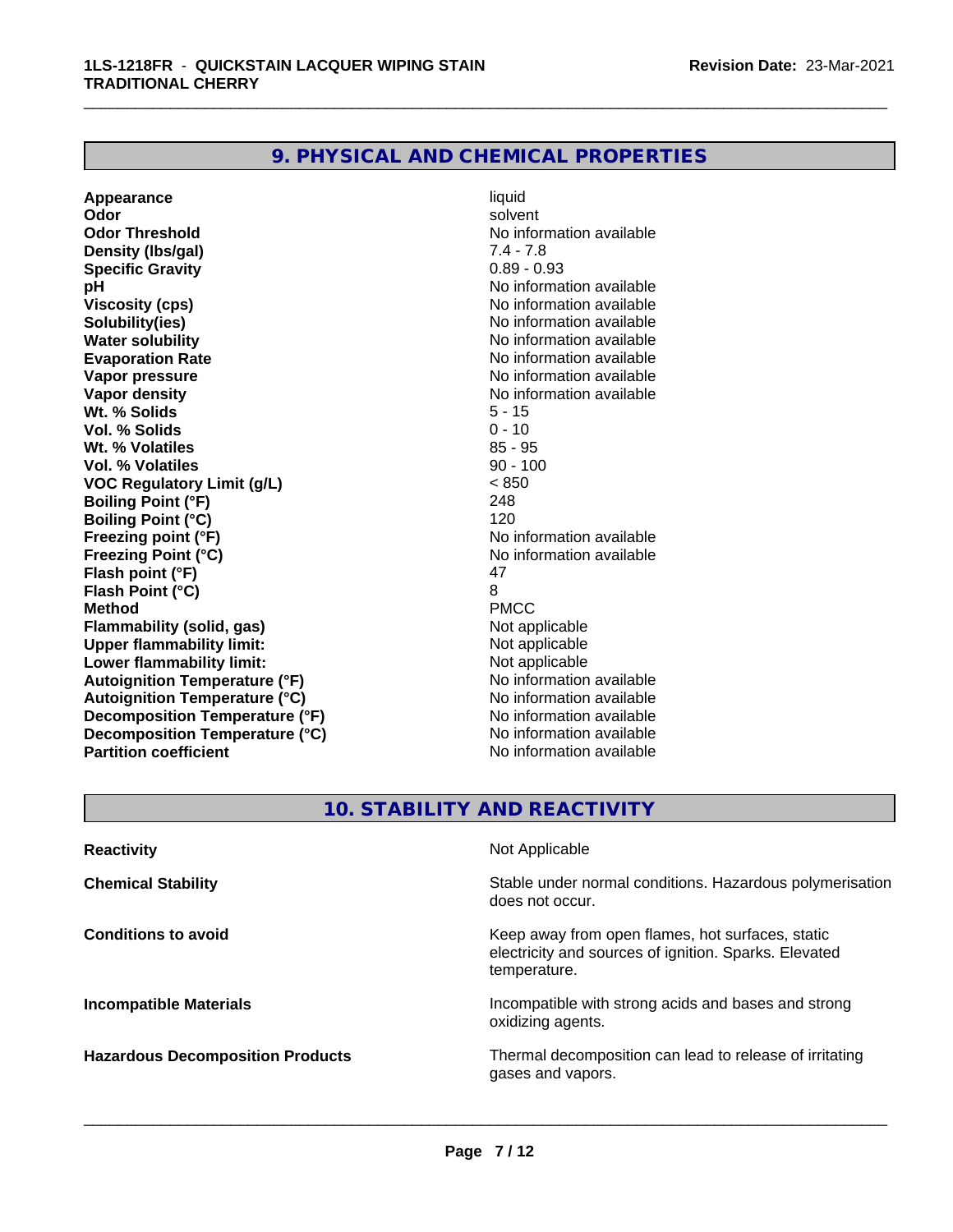## 9. PHYSICAL AND CHEMICAL PROPERTIES

| | |
|---|---|
| **Appearance** | liquid |
| **Odor** | solvent |
| **Odor Threshold** | No information available |
| **Density (lbs/gal)** | 7.4 - 7.8 |
| **Specific Gravity** | 0.89 - 0.93 |
| **pH** | No information available |
| **Viscosity (cps)** | No information available |
| **Solubility(ies)** | No information available |
| **Water solubility** | No information available |
| **Evaporation Rate** | No information available |
| **Vapor pressure** | No information available |
| **Vapor density** | No information available |
| **Wt. % Solids** | 5 - 15 |
| **Vol. % Solids** | 0 - 10 |
| **Wt. % Volatiles** | 85 - 95 |
| **Vol. % Volatiles** | 90 - 100 |
| **VOC Regulatory Limit (g/L)** | < 850 |
| **Boiling Point (°F)** | 248 |
| **Boiling Point (°C)** | 120 |
| **Freezing point (°F)** | No information available |
| **Freezing Point (°C)** | No information available |
| **Flash point (°F)** | 47 |
| **Flash Point (°C)** | 8 |
| **Method** | PMCC |
| **Flammability (solid, gas)** | Not applicable |
| **Upper flammability limit:** | Not applicable |
| **Lower flammability limit:** | Not applicable |
| **Autoignition Temperature (°F)** | No information available |
| **Autoignition Temperature (°C)** | No information available |
| **Decomposition Temperature (°F)** | No information available |
| **Decomposition Temperature (°C)** | No information available |
| **Partition coefficient** | No information available |

## 10. STABILITY AND REACTIVITY

| | |
|---|---|
| **Reactivity** | Not Applicable |
| **Chemical Stability** | Stable under normal conditions. Hazardous polymerisation does not occur. |
| **Conditions to avoid** | Keep away from open flames, hot surfaces, static electricity and sources of ignition. Sparks. Elevated temperature. |
| **Incompatible Materials** | Incompatible with strong acids and bases and strong oxidizing agents. |
| **Hazardous Decomposition Products** | Thermal decomposition can lead to release of irritating gases and vapors. |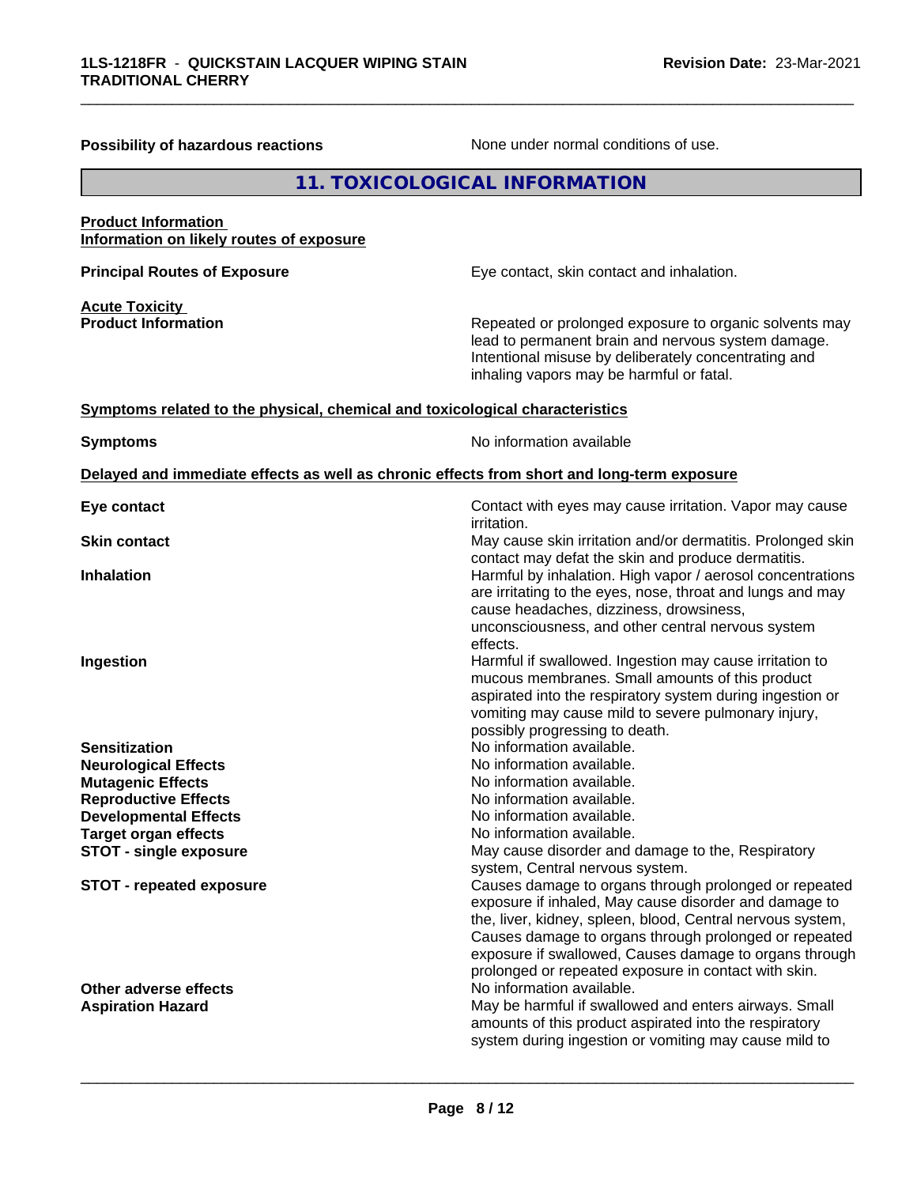**Possibility of hazardous reactions** None under normal conditions of use.

## 11. TOXICOLOGICAL INFORMATION

**Product Information**
**Information on likely routes of exposure**

**Principal Routes of Exposure** Eye contact, skin contact and inhalation.

**Acute Toxicity**
**Product Information** Repeated or prolonged exposure to organic solvents may lead to permanent brain and nervous system damage. Intentional misuse by deliberately concentrating and inhaling vapors may be harmful or fatal.

**Symptoms related to the physical, chemical and toxicological characteristics**

**Symptoms** No information available

**Delayed and immediate effects as well as chronic effects from short and long-term exposure**

**Eye contact** Contact with eyes may cause irritation. Vapor may cause irritation.

**Skin contact** May cause skin irritation and/or dermatitis. Prolonged skin contact may defat the skin and produce dermatitis.

**Inhalation** Harmful by inhalation. High vapor / aerosol concentrations are irritating to the eyes, nose, throat and lungs and may cause headaches, dizziness, drowsiness, unconsciousness, and other central nervous system effects.

**Ingestion** Harmful if swallowed. Ingestion may cause irritation to mucous membranes. Small amounts of this product aspirated into the respiratory system during ingestion or vomiting may cause mild to severe pulmonary injury, possibly progressing to death.

**Sensitization** No information available.
**Neurological Effects** No information available.
**Mutagenic Effects** No information available.
**Reproductive Effects** No information available.
**Developmental Effects** No information available.
**Target organ effects** No information available.
**STOT - single exposure** May cause disorder and damage to the, Respiratory system, Central nervous system.
**STOT - repeated exposure** Causes damage to organs through prolonged or repeated exposure if inhaled, May cause disorder and damage to the, liver, kidney, spleen, blood, Central nervous system, Causes damage to organs through prolonged or repeated exposure if swallowed, Causes damage to organs through prolonged or repeated exposure in contact with skin.
**Other adverse effects** No information available.
**Aspiration Hazard** May be harmful if swallowed and enters airways. Small amounts of this product aspirated into the respiratory system during ingestion or vomiting may cause mild to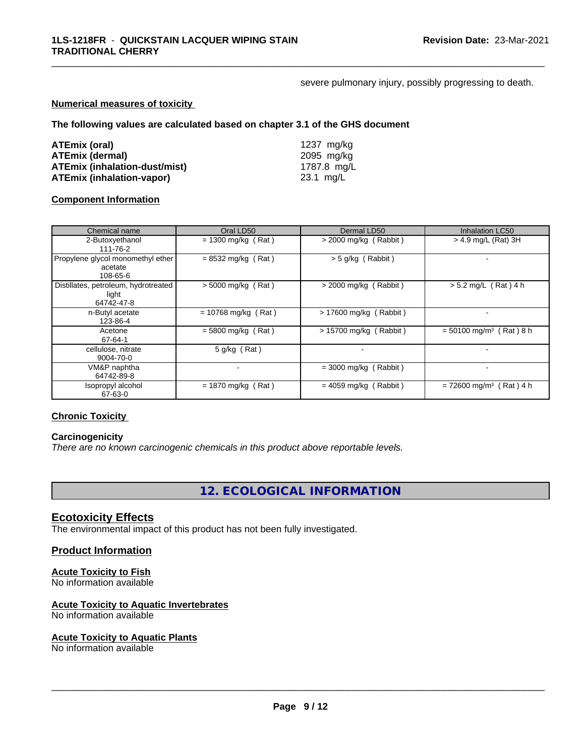severe pulmonary injury, possibly progressing to death.

**Numerical measures of toxicity**

**The following values are calculated based on chapter 3.1 of the GHS document**

| | |
|---|---|
| **ATEmix (oral)** | 1237 mg/kg |
| **ATEmix (dermal)** | 2095 mg/kg |
| **ATEmix (inhalation-dust/mist)** | 1787.8 mg/L |
| **ATEmix (inhalation-vapor)** | 23.1 mg/L |

**Component Information**

| Chemical name | Oral LD50 | Dermal LD50 | Inhalation LC50 |
|---|---|---|---|
| 2-Butoxyethanol<br>111-76-2 | = 1300 mg/kg ( Rat ) | > 2000 mg/kg ( Rabbit ) | > 4.9 mg/L (Rat) 3H |
| Propylene glycol monomethyl ether acetate<br>108-65-6 | = 8532 mg/kg ( Rat ) | > 5 g/kg ( Rabbit ) | - |
| Distillates, petroleum, hydrotreated light<br>64742-47-8 | > 5000 mg/kg ( Rat ) | > 2000 mg/kg ( Rabbit ) | > 5.2 mg/L ( Rat ) 4 h |
| n-Butyl acetate<br>123-86-4 | = 10768 mg/kg ( Rat ) | > 17600 mg/kg ( Rabbit ) | - |
| Acetone<br>67-64-1 | = 5800 mg/kg ( Rat ) | > 15700 mg/kg ( Rabbit ) | = 50100 mg/m³ ( Rat ) 8 h |
| cellulose, nitrate<br>9004-70-0 | 5 g/kg ( Rat ) | - | - |
| VM&P naphtha<br>64742-89-8 | - | = 3000 mg/kg ( Rabbit ) | - |
| Isopropyl alcohol<br>67-63-0 | = 1870 mg/kg ( Rat ) | = 4059 mg/kg ( Rabbit ) | = 72600 mg/m³ ( Rat ) 4 h |

**Chronic Toxicity**

**Carcinogenicity**

*There are no known carcinogenic chemicals in this product above reportable levels.*

## 12. ECOLOGICAL INFORMATION

### Ecotoxicity Effects

The environmental impact of this product has not been fully investigated.

### Product Information

**Acute Toxicity to Fish**

No information available

**Acute Toxicity to Aquatic Invertebrates**

No information available

**Acute Toxicity to Aquatic Plants**

No information available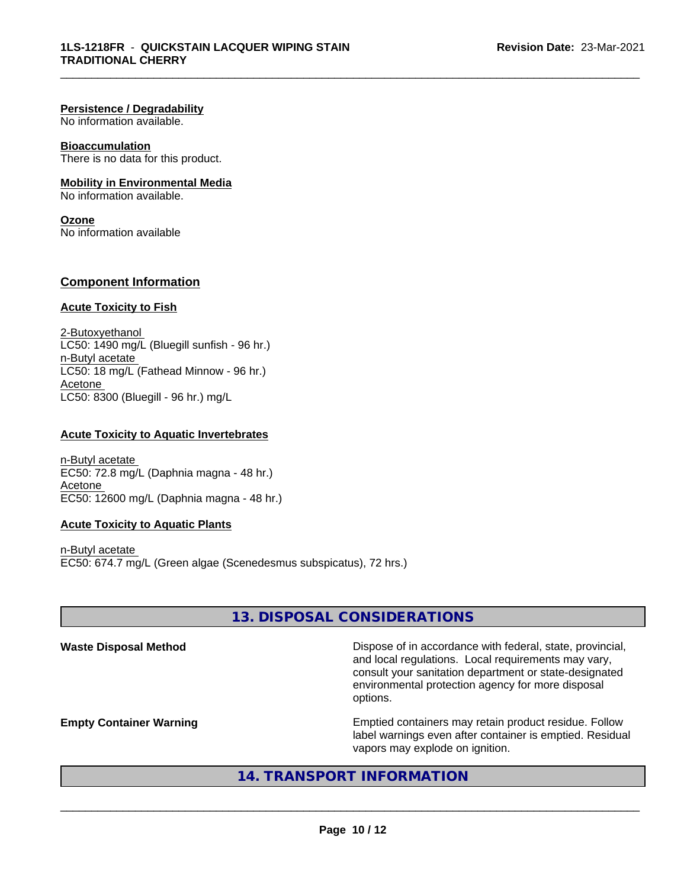**Persistence / Degradability**
No information available.

**Bioaccumulation**
There is no data for this product.

**Mobility in Environmental Media**
No information available.

**Ozone**
No information available

## Component Information

**Acute Toxicity to Fish**

2-Butoxyethanol
LC50: 1490 mg/L (Bluegill sunfish - 96 hr.)
n-Butyl acetate
LC50: 18 mg/L (Fathead Minnow - 96 hr.)
Acetone
LC50: 8300 (Bluegill - 96 hr.) mg/L

**Acute Toxicity to Aquatic Invertebrates**

n-Butyl acetate
EC50: 72.8 mg/L (Daphnia magna - 48 hr.)
Acetone
EC50: 12600 mg/L (Daphnia magna - 48 hr.)

**Acute Toxicity to Aquatic Plants**

n-Butyl acetate
EC50: 674.7 mg/L (Green algae (Scenedesmus subspicatus), 72 hrs.)

## 13. DISPOSAL CONSIDERATIONS

**Waste Disposal Method**
Dispose of in accordance with federal, state, provincial, and local regulations. Local requirements may vary, consult your sanitation department or state-designated environmental protection agency for more disposal options.

**Empty Container Warning**
Emptied containers may retain product residue. Follow label warnings even after container is emptied. Residual vapors may explode on ignition.

## 14. TRANSPORT INFORMATION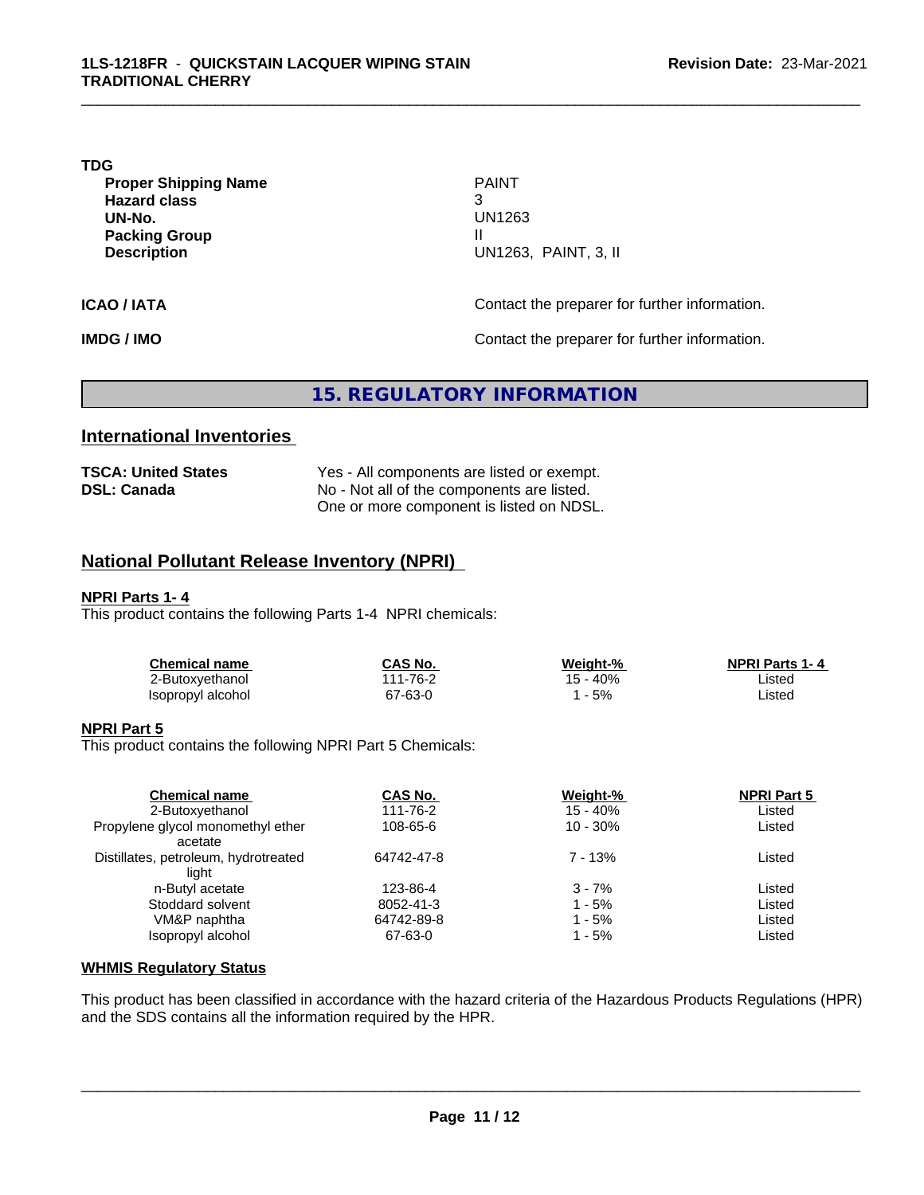**TDG**

| | |
|---|---|
| **Proper Shipping Name** | PAINT |
| **Hazard class** | 3 |
| **UN-No.** | UN1263 |
| **Packing Group** | II |
| **Description** | UN1263, PAINT, 3, II |

**ICAO / IATA** Contact the preparer for further information.

**IMDG / IMO** Contact the preparer for further information.

# 15. REGULATORY INFORMATION

## International Inventories

| | |
|---|---|
| **TSCA: United States** | Yes - All components are listed or exempt. |
| **DSL: Canada** | No - Not all of the components are listed. One or more component is listed on NDSL. |

## National Pollutant Release Inventory (NPRI)

**NPRI Parts 1- 4**

This product contains the following Parts 1-4 NPRI chemicals:

| Chemical name | CAS No. | Weight-% | NPRI Parts 1- 4 |
|---|---|---|---|
| 2-Butoxyethanol | 111-76-2 | 15 - 40% | Listed |
| Isopropyl alcohol | 67-63-0 | 1 - 5% | Listed |

**NPRI Part 5**

This product contains the following NPRI Part 5 Chemicals:

| Chemical name | CAS No. | Weight-% | NPRI Part 5 |
|---|---|---|---|
| 2-Butoxyethanol | 111-76-2 | 15 - 40% | Listed |
| Propylene glycol monomethyl ether acetate | 108-65-6 | 10 - 30% | Listed |
| Distillates, petroleum, hydrotreated light | 64742-47-8 | 7 - 13% | Listed |
| n-Butyl acetate | 123-86-4 | 3 - 7% | Listed |
| Stoddard solvent | 8052-41-3 | 1 - 5% | Listed |
| VM&P naphtha | 64742-89-8 | 1 - 5% | Listed |
| Isopropyl alcohol | 67-63-0 | 1 - 5% | Listed |

**WHMIS Regulatory Status**

This product has been classified in accordance with the hazard criteria of the Hazardous Products Regulations (HPR) and the SDS contains all the information required by the HPR.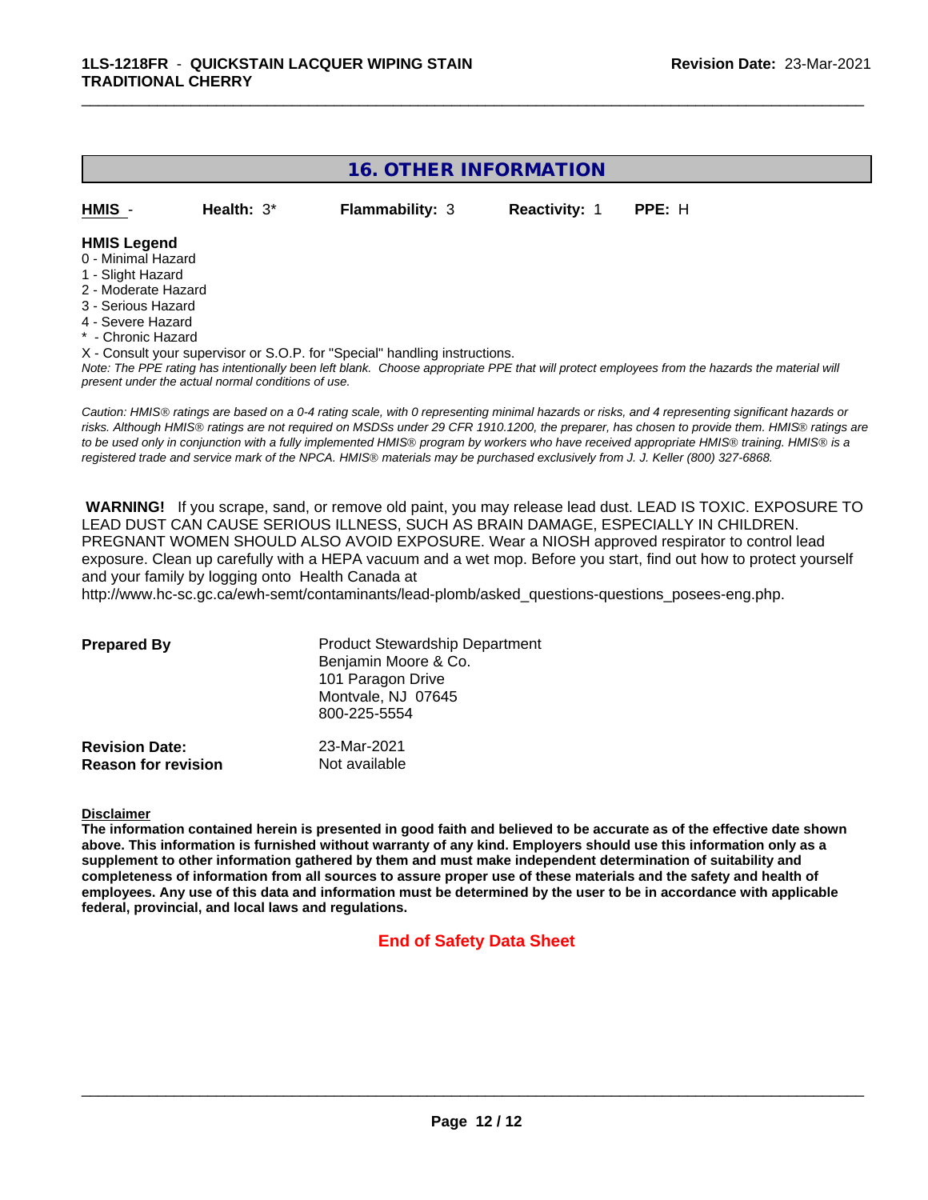## 16. OTHER INFORMATION

| HMIS - | Health: 3* | Flammability: 3 | Reactivity: 1 | PPE: H |
|---|---|---|---|---|

**HMIS Legend**

0 - Minimal Hazard
1 - Slight Hazard
2 - Moderate Hazard
3 - Serious Hazard
4 - Severe Hazard
* - Chronic Hazard
X - Consult your supervisor or S.O.P. for "Special" handling instructions.

*Note: The PPE rating has intentionally been left blank. Choose appropriate PPE that will protect employees from the hazards the material will present under the actual normal conditions of use.*

*Caution: HMIS® ratings are based on a 0-4 rating scale, with 0 representing minimal hazards or risks, and 4 representing significant hazards or risks. Although HMIS® ratings are not required on MSDSs under 29 CFR 1910.1200, the preparer, has chosen to provide them. HMIS® ratings are to be used only in conjunction with a fully implemented HMIS® program by workers who have received appropriate HMIS® training. HMIS® is a registered trade and service mark of the NPCA. HMIS® materials may be purchased exclusively from J. J. Keller (800) 327-6868.*

**WARNING!** If you scrape, sand, or remove old paint, you may release lead dust. LEAD IS TOXIC. EXPOSURE TO LEAD DUST CAN CAUSE SERIOUS ILLNESS, SUCH AS BRAIN DAMAGE, ESPECIALLY IN CHILDREN. PREGNANT WOMEN SHOULD ALSO AVOID EXPOSURE. Wear a NIOSH approved respirator to control lead exposure. Clean up carefully with a HEPA vacuum and a wet mop. Before you start, find out how to protect yourself and your family by logging onto Health Canada at http://www.hc-sc.gc.ca/ewh-semt/contaminants/lead-plomb/asked_questions-questions_posees-eng.php.

**Prepared By**
Product Stewardship Department
Benjamin Moore & Co.
101 Paragon Drive
Montvale, NJ 07645
800-225-5554

**Revision Date:** 23-Mar-2021
**Reason for revision** Not available

**Disclaimer**

**The information contained herein is presented in good faith and believed to be accurate as of the effective date shown above. This information is furnished without warranty of any kind. Employers should use this information only as a supplement to other information gathered by them and must make independent determination of suitability and completeness of information from all sources to assure proper use of these materials and the safety and health of employees. Any use of this data and information must be determined by the user to be in accordance with applicable federal, provincial, and local laws and regulations.**

**End of Safety Data Sheet**